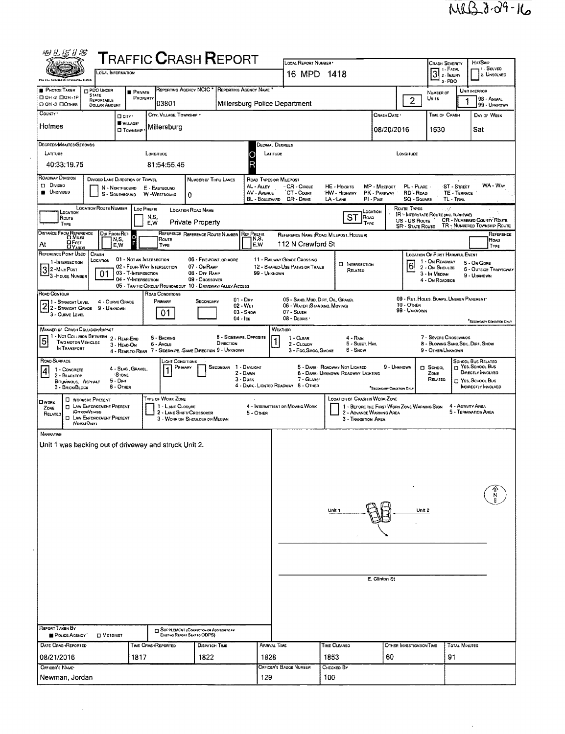MRB 8-29-16

# TRAFFIC CRASH REPORT

LOCAL INFORMATION

| LOCAL REPORT NUMBER | CRASH SEVERITY | HIT/SKIP |
|---|---|---|
| 16 MPD 1418 | 3 (1 - FATAL, 2 - INJURY, 3 - PDO) | 1 - SOLVED, 2 - UNSOLVED |

| PHOTOS TAKEN | PDO UNDER STATE REPORTABLE DOLLAR AMOUNT | PRIVATE PROPERTY | REPORTING AGENCY NCIC * | REPORTING AGENCY NAME * | NUMBER OF UNITS | UNIT IN ERROR |
|---|---|---|---|---|---|---|
| OH-2 / OH-1P / OH-3 / OTHER | | ■ | 03801 | Millersburg Police Department | 2 | 1 (98 - ANIMAL, 99 - UNKNOWN) |

| COUNTY * | CITY / VILLAGE / TOWNSHIP | CITY, VILLAGE, TOWNSHIP * | CRASH DATE * | TIME OF CRASH | DAY OF WEEK |
|---|---|---|---|---|---|
| Holmes | ■ VILLAGE* | Millersburg | 08/20/2016 | 1530 | Sat |

DEGREES/MINUTES/SECONDS

| LATITUDE | LONGITUDE | DECIMAL DEGREES LATITUDE | LONGITUDE |
|---|---|---|---|
| 40:33:19.75 | 81:54:55.45 | | |

| ROADWAY DIVISION | DIVIDED LANE DIRECTION OF TRAVEL | NUMBER OF THRU LANES |
|---|---|---|
| ■ UNDIVIDED | N - NORTHBOUND, S - SOUTHBOUND, E - EASTBOUND, W - WESTBOUND | 0 |

ROAD TYPES OR MILEPOST: AL - ALLEY, AV - AVENUE, BL - BOULEVARD, CR - CIRCLE, CT - COURT, DR - DRIVE, HE - HEIGHTS, HW - HIGHWAY, LA - LANE, MP - MILEPOST, PK - PARKWAY, PI - PIKE, PL - PLACE, RD - ROAD, SQ - SQUARE, ST - STREET, TE - TERRACE, TL - TRAIL, WA - WAY

ROUTE TYPES: IR - INTERSTATE ROUTE (INC. TURNPIKE), US - US ROUTE, SR - STATE ROUTE, CR - NUMBERED COUNTY ROUTE, TR - NUMBERED TOWNSHIP ROUTE

| LOCATION ROUTE TYPE | LOCATION ROUTE NUMBER | LOC PREFIX | LOCATION ROAD NAME | LOCATION ROAD TYPE |
|---|---|---|---|---|
| | | | Private Property | ST |

| DISTANCE FROM REFERENCE | DIR FROM REF | REFERENCE ROUTE TYPE | REFERENCE ROUTE NUMBER | REF PREFIX | REFERENCE NAME (ROAD, MILEPOST, HOUSE #) | REFERENCE ROAD TYPE |
|---|---|---|---|---|---|---|
| At | | | | | 112 N Crawford St | |

| REFERENCE POINT USED | CRASH LOCATION | LOCATION OF FIRST HARMFUL EVENT |
|---|---|---|
| 3 (1 - INTERSECTION, 2 - MILE POST, 3 - HOUSE NUMBER) | 01 | 6 |

Crash location: 01 - NOT AN INTERSECTION, 02 - FOUR-WAY INTERSECTION, 03 - T-INTERSECTION, 04 - Y-INTERSECTION, 05 - TRAFFIC CIRCLE/ ROUNDABOUT, 06 - FIVE-POINT, OR MORE, 07 - ON RAMP, 08 - OFF RAMP, 09 - CROSSOVER, 10 - DRIVEWAY/ ALLEY ACCESS, 11 - RAILWAY GRADE CROSSING, 12 - SHARED-USE PATHS OR TRAILS, 99 - UNKNOWN. ☐ INTERSECTION RELATED

Location of first harmful event: 1 - ON ROADWAY, 2 - ON SHOULDER, 3 - IN MEDIAN, 4 - ON ROADSIDE, 5 - ON GORE, 6 - OUTSIDE TRAFFICWAY, 9 - UNKNOWN

| ROAD CONTOUR | ROAD CONDITIONS PRIMARY | SECONDARY |
|---|---|---|
| 2 | 01 | |

Road contour: 1 - STRAIGHT LEVEL, 2 - STRAIGHT GRADE, 3 - CURVE LEVEL, 4 - CURVE GRADE, 9 - UNKNOWN

Road conditions: 01 - DRY, 02 - WET, 03 - SNOW, 04 - ICE, 05 - SAND, MUD, DIRT, OIL, GRAVEL, 06 - WATER (STANDING, MOVING), 07 - SLUSH, 08 - DEBRIS, 09 - RUT, HOLES, BUMPS, UNEVEN PAVEMENT*, 10 - OTHER, 99 - UNKNOWN (*SECONDARY CONDITION ONLY)

| MANNER OF CRASH COLLISION/IMPACT | WEATHER |
|---|---|
| 5 | 1 |

Manner of crash: 1 - NOT COLLISION BETWEEN TWO MOTOR VEHICLES IN TRANSPORT, 2 - REAR-END, 3 - HEAD-ON, 4 - REAR-TO-REAR, 5 - BACKING, 6 - ANGLE, 7 - SIDESWIPE, SAME DIRECTION, 8 - SIDESWIPE, OPPOSITE DIRECTION, 9 - UNKNOWN

Weather: 1 - CLEAR, 2 - CLOUDY, 3 - FOG, SMOG, SMOKE, 4 - RAIN, 5 - SLEET, HAIL, 6 - SNOW, 7 - SEVERE CROSSWINDS, 8 - BLOWING SAND, SOIL, DIRT, SNOW, 9 - OTHER/UNKNOWN

| ROAD SURFACE | LIGHT CONDITIONS PRIMARY | SECONDARY | SCHOOL BUS RELATED |
|---|---|---|---|
| 4 | 1 | | |

Road surface: 1 - CONCRETE, 2 - BLACKTOP, BITUMINOUS, ASPHALT, 3 - BRICK/BLOCK, 4 - SLAG, GRAVEL, STONE, 5 - DIRT, 6 - OTHER

Light conditions: 1 - DAYLIGHT, 2 - DAWN, 3 - DUSK, 4 - DARK - LIGHTED ROADWAY, 5 - DARK - ROADWAY NOT LIGHTED, 6 - DARK - UNKNOWN ROADWAY LIGHTING, 7 - GLARE*, 8 - OTHER, 9 - UNKNOWN (*SECONDARY CONDITION ONLY)

☐ SCHOOL ZONE RELATED; ☐ YES, SCHOOL BUS DIRECTLY INVOLVED; ☐ YES, SCHOOL BUS INDIRECTLY INVOLVED

☐ WORK ZONE RELATED: ☐ WORKERS PRESENT, ☐ LAW ENFORCEMENT PRESENT (OFFICER/VEHICLE), ☐ LAW ENFORCEMENT PRESENT (VEHICLE ONLY)

TYPE OF WORK ZONE: 1 - LANE CLOSURE, 2 - LANE SHIFT/ CROSSOVER, 3 - WORK ON SHOULDER OR MEDIAN, 4 - INTERMITTENT OR MOVING WORK, 5 - OTHER

LOCATION OF CRASH IN WORK ZONE: 1 - BEFORE THE FIRST WORK ZONE WARNING SIGN, 2 - ADVANCE WARNING AREA, 3 - TRANSITION AREA, 4 - ACTIVITY AREA, 5 - TERMINATION AREA

**NARRATIVE**

Unit 1 was backing out of driveway and struck Unit 2.

Diagram labels: Unit 1, Unit 2, N, E. Clinton St

REPORT TAKEN BY: ■ POLICE AGENCY ☐ MOTORIST

☐ SUPPLEMENT (CORRECTION OR ADDITION TO AN EXISTING REPORT SENT TO ODPS)

| DATE CRASH REPORTED | TIME CRASH REPORTED | DISPATCH TIME | ARRIVAL TIME | TIME CLEARED | OTHER INVESTIGATION TIME | TOTAL MINUTES |
|---|---|---|---|---|---|---|
| 08/21/2016 | 1817 | 1822 | 1828 | 1853 | 60 | 91 |

| OFFICER'S NAME* | OFFICER'S BADGE NUMBER | CHECKED BY |
|---|---|---|
| Newman, Jordan | 129 | 100 |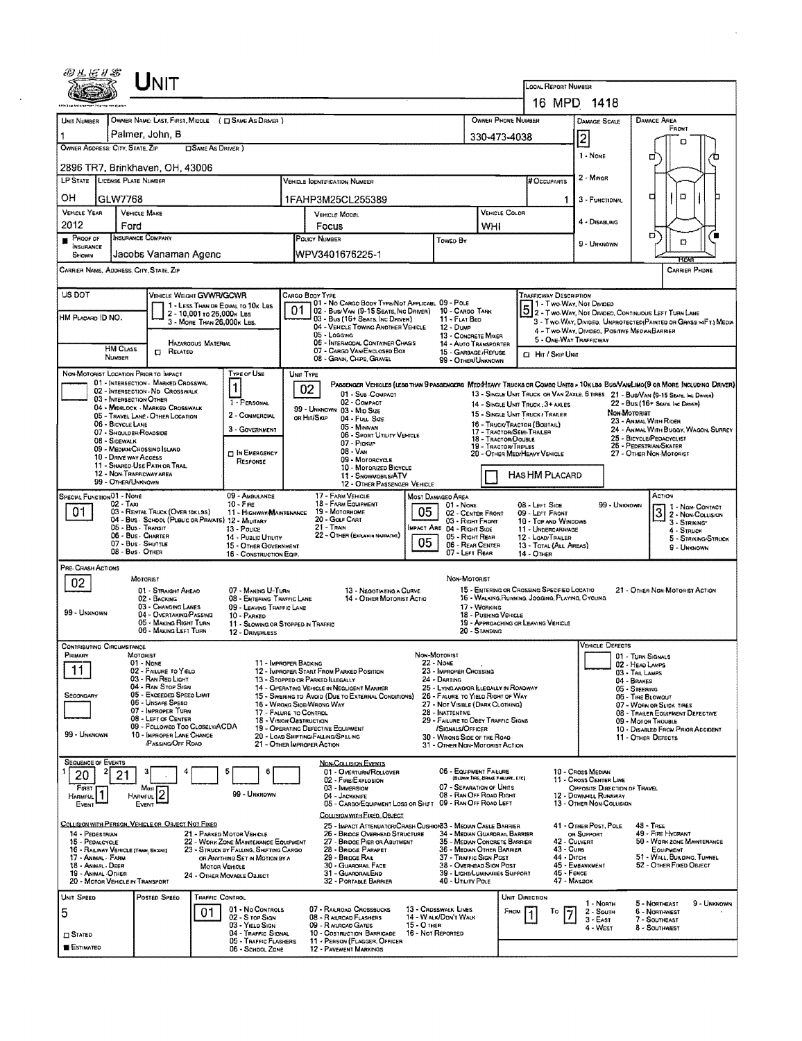# UNIT

**LOCAL REPORT NUMBER:** 16 MPD 1418

| UNIT NUMBER | OWNER NAME: LAST, FIRST, MIDDLE ( ☐ SAME AS DRIVER ) | OWNER PHONE NUMBER | DAMAGE SCALE | DAMAGE AREA |
|---|---|---|---|---|
| 1 | Palmer, John, B | 330-473-4038 | 2 | FRONT |

**OWNER ADDRESS: CITY, STATE, ZIP** ( ☐ SAME AS DRIVER ): 2896 TR7, Brinkhaven, OH, 43006

DAMAGE SCALE: 1 - NONE, 2 - MINOR, 3 - FUNCTIONAL, 4 - DISABLING, 9 - UNKNOWN

| LP STATE | LICENSE PLATE NUMBER | VEHICLE IDENTIFICATION NUMBER | # OCCUPANTS |
|---|---|---|---|
| OH | GLW7768 | 1FAHP3M25CL255389 | 1 |

| VEHICLE YEAR | VEHICLE MAKE | VEHICLE MODEL | VEHICLE COLOR |
|---|---|---|---|
| 2012 | Ford | Focus | WHI |

| PROOF OF INSURANCE SHOWN | INSURANCE COMPANY | POLICY NUMBER | TOWED BY |
|---|---|---|---|
| ■ | Jacobs Vanaman Agenc | WPV3401676225-1 | |

CARRIER NAME, ADDRESS, CITY, STATE, ZIP | CARRIER PHONE

US DOT | HM PLACARD ID NO. | HM CLASS NUMBER | ☐ HAZARDOUS MATERIAL RELATED

**VEHICLE WEIGHT GVWR/GCWR:** 1 - LESS THAN OR EQUAL TO 10K LBS; 2 - 10,001 TO 26,000K LBS; 3 - MORE THAN 26,000K LBS.

**CARGO BODY TYPE:** 01 — 01 - NO CARGO BODY TYPE/NOT APPLICABLE; 02 - BUS/VAN (9-15 SEATS, INC DRIVER); 03 - BUS (16+ SEATS, INC DRIVER); 04 - VEHICLE TOWING ANOTHER VEHICLE; 05 - LOGGING; 06 - INTERMODAL CONTAINER CHASIS; 07 - CARGO VAN/ENCLOSED BOX; 08 - GRAIN, CHIPS, GRAVEL; 09 - POLE; 10 - CARGO TANK; 11 - FLAT BED; 12 - DUMP; 13 - CONCRETE MIXER; 14 - AUTO TRANSPORTER; 15 - GARBAGE/REFUSE; 99 - OTHER/UNKNOWN

**TRAFFICWAY DESCRIPTION:** 5 — 1 - TWO-WAY, NOT DIVIDED; 2 - TWO-WAY, NOT DIVIDED, CONTINUOUS LEFT TURN LANE; 3 - TWO-WAY, DIVIDED, UNPROTECTED (PAINTED OR GRASS >4FT.) MEDIA; 4 - TWO-WAY, DIVIDED, POSITIVE MEDIAN BARRIER; 5 - ONE-WAY TRAFFICWAY; ☐ HIT / SKIP UNIT

**NON-MOTORIST LOCATION PRIOR TO IMPACT:** 01 - INTERSECTION - MARKED CROSSWAL; 02 - INTERSECTION - NO CROSSWALK; 03 - INTERSECTION OTHER; 04 - MIDBLOCK - MARKED CROSSWALK; 05 - TRAVEL LANE - OTHER LOCATION; 06 - BICYCLE LANE; 07 - SHOULDER/ROADSIDE; 08 - SIDEWALK; 09 - MEDIAN/CROSSING ISLAND; 10 - DRIVE WAY ACCESS; 11 - SHARED-USE PATH OR TRAIL; 12 - NON-TRAFFICWAY AREA; 99 - OTHER/UNKNOWN

**TYPE OF USE:** 1 — 1 - PERSONAL; 2 - COMMERCIAL; 3 - GOVERNMENT; ☐ IN EMERGENCY RESPONSE

**UNIT TYPE:** 02 — PASSENGER VEHICLES (LESS THAN 9 PASSENGERS MED/HEAVY TRUCKS OR COMBO UNITS > 10K LBS BUS/VAN/LIMO (9 OR MORE INCLUDING DRIVER): 01 - SUB COMPACT; 02 - COMPACT; 99 - UNKNOWN 03 - MID SIZE OR HIT/SKIP; 04 - FULL SIZE; 05 - MINIVAN; 06 - SPORT UTILITY VEHICLE; 07 - PICKUP; 08 - VAN; 09 - MOTORCYCLE; 10 - MOTORIZED BICYCLE; 11 - SNOWMOBILE/ATV; 12 - OTHER PASSENGER VEHICLE; 13 - SINGLE UNIT TRUCK OR VAN 2AXLE, 6 TIRES; 14 - SINGLE UNIT TRUCK: 3+ AXLES; 15 - SINGLE UNIT TRUCK / TRAILER; 16 - TRUCK/TRACTOR (BOBTAIL); 17 - TRACTOR/SEMI-TRAILER; 18 - TRACTOR/DOUBLE; 19 - TRACTOR/TRIPLES; 20 - OTHER MED/HEAVY VEHICLE; 21 - BUS/VAN (9-15 SEATS, INC DRIVER); 22 - BUS (16+ SEATS, INC DRIVER); NON-MOTORIST: 23 - ANIMAL WITH RIDER; 24 - ANIMAL WITH BUGGY, WAGON, SURREY; 25 - BICYCLE/PEDACYCLIST; 26 - PEDESTRIAN/SKATER; 27 - OTHER NON-MOTORIST; ☐ HAS HM PLACARD

**SPECIAL FUNCTION:** 01 — 01 - NONE; 02 - TAXI; 03 - RENTAL TRUCK (OVER 10K LBS); 04 - BUS - SCHOOL (PUBLIC OR PRIVATE); 05 - BUS - TRANSIT; 06 - BUS - CHARTER; 07 - BUS - SHUTTLE; 08 - BUS - OTHER; 09 - AMBULANCE; 10 - FIRE; 11 - HIGHWAY/MAINTENANCE; 12 - MILITARY; 13 - POLICE; 14 - PUBLIC UTILITY; 15 - OTHER GOVERNMENT; 16 - CONSTRUCTION EQIP.; 17 - FARM VEHICLE; 18 - FARM EQUIPMENT; 19 - MOTORHOME; 20 - GOLF CART; 21 - TRAIN; 22 - OTHER (EXPLAIN IN NARRATIVE)

**MOST DAMAGED AREA:** 05; **IMPACT ARE:** 05 — 01 - NONE; 02 - CENTER FRONT; 03 - RIGHT FRONT; 04 - RIGHT SIDE; 05 - RIGHT REAR; 06 - REAR CENTER; 07 - LEFT REAR; 08 - LEFT SIDE; 09 - LEFT FRONT; 10 - TOP AND WINDOWS; 11 - UNDERCARRIAGE; 12 - LOAD/TRAILER; 13 - TOTAL (ALL AREAS); 14 - OTHER; 99 - UNKNOWN

**ACTION:** 3 — 1 - NON-CONTACT; 2 - NON-COLLISION; 3 - STRIKING; 4 - STRUCK; 5 - STRIKING/STRUCK; 9 - UNKNOWN

**PRE-CRASH ACTIONS:** 02 — MOTORIST: 01 - STRAIGHT AHEAD; 02 - BACKING; 03 - CHANGING LANES; 04 - OVERTAKING/PASSING; 05 - MAKING RIGHT TURN; 06 - MAKING LEFT TURN; 07 - MAKING U-TURN; 08 - ENTERING TRAFFIC LANE; 09 - LEAVING TRAFFIC LANE; 10 - PARKED; 11 - SLOWING OR STOPPED IN TRAFFIC; 12 - DRIVERLESS; 13 - NEGOTIATING A CURVE; 14 - OTHER MOTORIST ACTIO; 99 - UNKNOWN. NON-MOTORIST: 15 - ENTERING OR CROSSING SPECIFIED LOCATIO; 16 - WALKING, RUNNING, JOGGING, PLAYING, CYCLING; 17 - WORKING; 18 - PUSHING VEHICLE; 19 - APPROACHING OR LEAVING VEHICLE; 20 - STANDING; 21 - OTHER NON-MOTORIST ACTION

**CONTRIBUTING CIRCUMSTANCE:** PRIMARY 11; SECONDARY —. MOTORIST: 01 - NONE; 02 - FAILURE TO YIELD; 03 - RAN RED LIGHT; 04 - RAN STOP SIGN; 05 - EXCEEDED SPEED LIMIT; 06 - UNSAFE SPEED; 07 - IMPROPER TURN; 08 - LEFT OF CENTER; 09 - FOLLOWED TOO CLOSELY/ACDA; 10 - IMPROPER LANE CHANGE /PASSING/OFF ROAD; 11 - IMPROPER BACKING; 12 - IMPROPER START FROM PARKED POSITION; 13 - STOPPED OR PARKED ILLEGALLY; 14 - OPERATING VEHICLE IN NEGLIGENT MANNER; 15 - SWERING TO AVOID (DUE TO EXTERNAL CONDITIONS); 16 - WRONG SIDE/WRONG WAY; 17 - FAILURE TO CONTROL; 18 - VISION OBSTRUCTION; 19 - OPERATING DEFECTIVE EQUIPMENT; 20 - LOAD SHIFTING/FALLING/SPILLING; 21 - OTHER IMPROPER ACTION; 99 - UNKNOWN. NON-MOTORIST: 22 - NONE; 23 - IMPROPER CROSSING; 24 - DARTING; 25 - LYING AND/OR ILLEGALLY IN ROADWAY; 26 - FALURE TO YIELD RIGHT OF WAY; 27 - NOT VISIBLE (DARK CLOTHING); 28 - INATTENTIVE; 29 - FAILURE TO OBEY TRAFFIC SIGNS /SIGNALS/OFFICER; 30 - WRONG SIDE OF THE ROAD; 31 - OTHER NON-MOTORIST ACTION

**VEHICLE DEFECTS:** 01 - TURN SIGNALS; 02 - HEAD LAMPS; 03 - TAIL LAMPS; 04 - BRAKES; 05 - STEERING; 06 - TIRE BLOWOUT; 07 - WORN OR SLICK TIRES; 08 - TRAILER EQUIPMENT DEFECTIVE; 09 - MOTOR TROUBLE; 10 - DISABLED FROM PRIOR ACCIDENT; 11 - OTHER DEFECTS

**SEQUENCE OF EVENTS:** 1: 20; 2: 21; 3: ; 4: ; 5: ; 6: — FIRST HARMFUL EVENT: 1; MOST HARMFUL EVENT: 2; 99 - UNKNOWN

NON-COLLISION EVENTS: 01 - OVERTURN/ROLLOVER; 02 - FIRE/EXPLOSION; 03 - IMMERSION; 04 - JACKKNIFE; 05 - CARGO/EQUIPMENT LOSS OR SHIFT; 06 - EQUIPMENT FAILURE (BLOWN TIRE, BRAKE FAILURE, ETC); 07 - SEPARATION OF UNITS; 08 - RAN OFF ROAD RIGHT; 09 - RAN OFF ROAD LEFT; 10 - CROSS MEDIAN; 11 - CROSS CENTER LINE OPPOSITE DIRECTION OF TRAVEL; 12 - DOWNHILL RUNAWAY; 13 - OTHER NON-COLLISION

COLLISION WITH PERSON, VEHICLE OR OBJECT NOT FIXED: 14 - PEDESTRIAN; 15 - PEDALCYCLE; 16 - RAILWAY VEHICLE (TRAIN, ENGINE); 17 - ANIMAL - FARM; 18 - ANIMAL - DEER; 19 - ANIMAL - OTHER; 20 - MOTOR VEHICLE IN TRANSPORT; 21 - PARKED MOTOR VEHICLE; 22 - WORK ZONE MAINTENANCE EQUIPMENT; 23 - STRUCK BY FALLING, SHIFTING CARGO OR ANYTHING SET IN MOTION BY A MOTOR VEHICLE; 24 - OTHER MOVABLE OBJECT

COLLISION WITH FIXED, OBJECT: 25 - IMPACT ATTENUATOR/CRASH CUSHION; 26 - BRIDGE OVERHEAD STRUCTURE; 27 - BRIDGE PIER OR ABUTMENT; 28 - BRIDGE PARAPET; 29 - BRIDGE RAIL; 30 - GUARDRAIL FACE; 31 - GUARDRAIL END; 32 - PORTABLE BARRIER; 33 - MEDIAN CABLE BARRIER; 34 - MEDIAN GUARDRAIL BARRIER; 35 - MEDIAN CONCRETE BARRIER; 36 - MEDIAN OTHER BARRIER; 37 - TRAFFIC SIGN POST; 38 - OVERHEAD SIGN POST; 39 - LIGHT/LUMINARIES SUPPORT; 40 - UTILITY POLE; 41 - OTHER POST, POLE OR SUPPORT; 42 - CULVERT; 43 - CURB; 44 - DITCH; 45 - EMBANKMENT; 46 - FENCE; 47 - MAILBOX; 48 - TREE; 49 - FIRE HYDRANT; 50 - WORK ZONE MAINTENANCE EQUIPMENT; 51 - WALL, BUILDING, TUNNEL; 52 - OTHER FIXED OBJECT

| UNIT SPEED | POSTED SPEED | TRAFFIC CONTROL | UNIT DIRECTION |
|---|---|---|---|
| 5 | | 01 | FROM 1 TO 7 |

■ ESTIMATED ☐ STATED

TRAFFIC CONTROL: 01 - NO CONTROLS; 02 - STOP SIGN; 03 - YIELD SIGN; 04 - TRAFFIC SIGNAL; 05 - TRAFFIC FLASHERS; 06 - SCHOOL ZONE; 07 - RAILROAD CROSSBUCKS; 08 - RAILROAD FLASHERS; 09 - RAILROAD GATES; 10 - COSTRUCTION BARRICADE; 11 - PERSON (FLAGGER, OFFICER); 12 - PAVEMENT MARKINGS; 13 - CROSSWALK LINES; 14 - WALK/DON'T WALK; 15 - OTHER; 16 - NOT REPORTED

UNIT DIRECTION: 1 - NORTH; 2 - SOUTH; 3 - EAST; 4 - WEST; 5 - NORTHEAST; 6 - NORTHWEST; 7 - SOUTHEAST; 8 - SOUTHWEST; 9 - UNKNOWN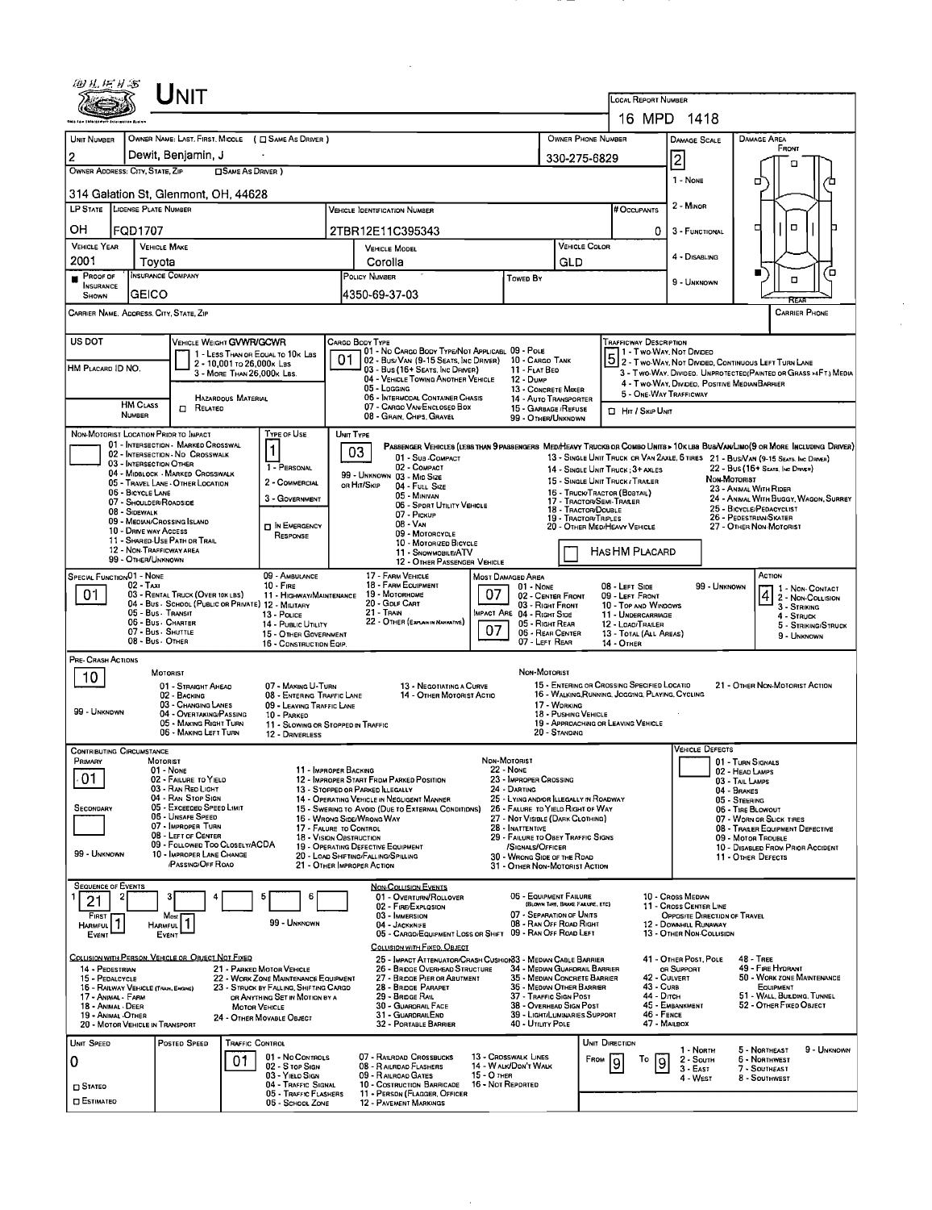# UNIT

**LOCAL REPORT NUMBER:** 16 MPD 1418

| UNIT NUMBER | OWNER NAME: LAST, FIRST, MIDDLE ( ☐ SAME AS DRIVER ) | OWNER PHONE NUMBER | DAMAGE SCALE | DAMAGE AREA |
|---|---|---|---|---|
| 2 | Dewit, Benjamin, J | 330-275-6829 | 2 | FRONT |

OWNER ADDRESS: CITY, STATE, ZIP ☐ SAME AS DRIVER )

314 Galation St, Glenmont, OH, 44628

| LP STATE | LICENSE PLATE NUMBER | VEHICLE IDENTIFICATION NUMBER | # OCCUPANTS |
|---|---|---|---|
| OH | FQD1707 | 2TBR12E11C395343 | 0 |

| VEHICLE YEAR | VEHICLE MAKE | VEHICLE MODEL | VEHICLE COLOR |
|---|---|---|---|
| 2001 | Toyota | Corolla | GLD |

| PROOF OF INSURANCE SHOWN | INSURANCE COMPANY | POLICY NUMBER | TOWED BY |
|---|---|---|---|
| ■ | GEICO | 4350-69-37-03 | |

Damage Scale: 1 - None; 2 - Minor; 3 - Functional; 4 - Disabling; 9 - Unknown

CARRIER NAME, ADDRESS, CITY, STATE, ZIP — CARRIER PHONE

US DOT

HM PLACARD ID NO.

HM CLASS NUMBER

VEHICLE WEIGHT GVWR/GCWR: 1 - Less than or equal to 10k lbs; 2 - 10,001 to 26,000k lbs; 3 - More than 26,000k lbs.

HAZARDOUS MATERIAL ☐ RELATED

CARGO BODY TYPE: **01**
01 - No Cargo Body Type/Not Applicable; 02 - Bus/Van (9-15 Seats, Inc Driver); 03 - Bus (16+ Seats, Inc Driver); 04 - Vehicle Towing Another Vehicle; 05 - Logging; 06 - Intermodal Container Chasis; 07 - Cargo Van/Enclosed Box; 08 - Grain, Chips, Gravel; 09 - Pole; 10 - Cargo Tank; 11 - Flat Bed; 12 - Dump; 13 - Concrete Mixer; 14 - Auto Transporter; 15 - Garbage/Refuse; 99 - Other/Unknown

TRAFFICWAY DESCRIPTION: **5**
1 - Two-Way, Not Divided; 2 - Two-Way, Not Divided, Continuous Left Turn Lane; 3 - Two-Way, Divided, Unprotected (Painted or Grass >4Ft.) Media; 4 - Two-Way, Divided, Positive Median Barrier; 5 - One-Way Trafficway

☐ HIT / SKIP UNIT

NON-MOTORIST LOCATION PRIOR TO IMPACT: 01 - Intersection - Marked Crosswal; 02 - Intersection - No Crosswalk; 03 - Intersection Other; 04 - Midblock - Marked Crosswalk; 05 - Travel Lane - Other Location; 06 - Bicycle Lane; 07 - Shoulder/Roadside; 08 - Sidewalk; 09 - Median/Crossing Island; 10 - Drive Way Access; 11 - Shared-Use Path or Trail; 12 - Non-Trafficway Area; 99 - Other/Unknown

TYPE OF USE: **1**
1 - Personal; 2 - Commercial; 3 - Government; ☐ In Emergency Response

UNIT TYPE: **03**
01 - Sub-Compact; 02 - Compact; 99 - Unknown 03 - Mid Size or Hit/Skip; 04 - Full Size; 05 - Minivan; 06 - Sport Utility Vehicle; 07 - Pickup; 08 - Van; 09 - Motorcycle; 10 - Motorized Bicycle; 11 - Snowmobile/ATV; 12 - Other Passenger Vehicle

PASSENGER VEHICLES (LESS THAN 9 PASSENGERS MED/HEAVY TRUCKS OR COMBO UNITS > 10K LBS BUS/VAN/LIMO(9 OR MORE INCLUDING DRIVER): 13 - Single Unit Truck or Van 2axle, 6 Tires; 14 - Single Unit Truck; 3+ Axles; 15 - Single Unit Truck / Trailer; 16 - Truck/Tractor (Bobtail); 17 - Tractor/Semi-Trailer; 18 - Tractor/Double; 19 - Tractor/Triples; 20 - Other Med/Heavy Vehicle; 21 - Bus/Van (9-15 Seats, Inc Driver); 22 - Bus (16+ Seats, Inc Driver)

NON-MOTORIST: 23 - Animal with Rider; 24 - Animal with Buggy, Wagon, Surrey; 25 - Bicycle/Pedacyclist; 26 - Pedestrian/Skater; 27 - Other Non-Motorist

☐ HAS HM PLACARD

SPECIAL FUNCTION: **01**
01 - None; 02 - Taxi; 03 - Rental Truck (Over 10k lbs); 04 - Bus - School (Public or Private); 05 - Bus - Transit; 06 - Bus - Charter; 07 - Bus - Shuttle; 08 - Bus - Other; 09 - Ambulance; 10 - Fire; 11 - Highway/Maintenance; 12 - Military; 13 - Police; 14 - Public Utility; 15 - Other Government; 16 - Construction Eqip.; 17 - Farm Vehicle; 18 - Farm Equipment; 19 - Motorhome; 20 - Golf Cart; 21 - Train; 22 - Other (Explain in Narrative)

MOST DAMAGED AREA: **07**
01 - None; 02 - Center Front; 03 - Right Front; IMPACT ARE 04 - Right Side: **07**; 05 - Right Rear; 06 - Rear Center; 07 - Left Rear; 08 - Left Side; 09 - Left Front; 10 - Top and Windows; 11 - Undercarriage; 12 - Load/Trailer; 13 - Total (All Areas); 14 - Other; 99 - Unknown

ACTION: **4**
1 - Non-Contact; 2 - Non-Collision; 3 - Striking; 4 - Struck; 5 - Striking/Struck; 9 - Unknown

PRE-CRASH ACTIONS: **10**

MOTORIST: 01 - Straight Ahead; 02 - Backing; 03 - Changing Lanes; 04 - Overtaking/Passing; 05 - Making Right Turn; 06 - Making Left Turn; 07 - Making U-Turn; 08 - Entering Traffic Lane; 09 - Leaving Traffic Lane; 10 - Parked; 11 - Slowing or Stopped in Traffic; 12 - Driverless; 13 - Negotiating a Curve; 14 - Other Motorist Actio; 99 - Unknown

NON-MOTORIST: 15 - Entering or Crossing Specified Locatio; 16 - Walking, Running, Jogging, Playing, Cycling; 17 - Working; 18 - Pushing Vehicle; 19 - Approaching or Leaving Vehicle; 20 - Standing; 21 - Other Non-Motorist Action

CONTRIBUTING CIRCUMSTANCE
PRIMARY: **01**
SECONDARY:

MOTORIST: 01 - None; 02 - Failure to Yield; 03 - Ran Red Light; 04 - Ran Stop Sign; 05 - Exceeded Speed Limit; 06 - Unsafe Speed; 07 - Improper Turn; 08 - Left of Center; 09 - Followed Too Closely/ACDA; 10 - Improper Lane Change /Passing/Off Road; 11 - Improper Backing; 12 - Improper Start from Parked Position; 13 - Stopped or Parked Illegally; 14 - Operating Vehicle in Negligent Manner; 15 - Swering to Avoid (Due to External Conditions); 16 - Wrong Side/Wrong Way; 17 - Failure to Control; 18 - Vision Obstruction; 19 - Operating Defective Equipment; 20 - Load Shifting/Falling/Spilling; 21 - Other Improper Action; 99 - Unknown

NON-MOTORIST: 22 - None; 23 - Improper Crossing; 24 - Darting; 25 - Lying and/or Illegally in Roadway; 26 - Failure to Yield Right of Way; 27 - Not Visible (Dark Clothing); 28 - Inattentive; 29 - Failure to Obey Traffic Signs /Signals/Officer; 30 - Wrong Side of the Road; 31 - Other Non-Motorist Action

VEHICLE DEFECTS: 01 - Turn Signals; 02 - Head Lamps; 03 - Tail Lamps; 04 - Brakes; 05 - Steering; 06 - Tire Blowout; 07 - Worn or Slick Tires; 08 - Trailer Equipment Defective; 09 - Motor Trouble; 10 - Disabled From Prior Accident; 11 - Other Defects

SEQUENCE OF EVENTS: 1: **21**; 2: ; 3: ; 4: ; 5: ; 6:
FIRST HARMFUL EVENT: **1**; MOST HARMFUL EVENT: **1**; 99 - Unknown

NON-COLLISION EVENTS: 01 - Overturn/Rollover; 02 - Fire/Explosion; 03 - Immersion; 04 - Jackknife; 05 - Cargo/Equipment Loss or Shift; 06 - Equipment Failure (Blown Tire, Brake Failure, etc); 07 - Separation of Units; 08 - Ran Off Road Right; 09 - Ran Off Road Left; 10 - Cross Median; 11 - Cross Center Line Opposite Direction of Travel; 12 - Downhill Runaway; 13 - Other Non-Collision

COLLISION WITH PERSON, VEHICLE OR OBJECT NOT FIXED: 14 - Pedestrian; 15 - Pedalcycle; 16 - Railway Vehicle (Train, Engine); 17 - Animal - Farm; 18 - Animal - Deer; 19 - Animal - Other; 20 - Motor Vehicle in Transport; 21 - Parked Motor Vehicle; 22 - Work Zone Maintenance Equipment; 23 - Struck by Falling, Shifting Cargo or Anything Set in Motion by a Motor Vehicle; 24 - Other Movable Object

COLLISION WITH FIXED, OBJECT: 25 - Impact Attenuator/Crash Cushion; 26 - Bridge Overhead Structure; 27 - Bridge Pier or Abutment; 28 - Bridge Parapet; 29 - Bridge Rail; 30 - Guardrail Face; 31 - Guardrail End; 32 - Portable Barrier; 33 - Median Cable Barrier; 34 - Median Guardrail Barrier; 35 - Median Concrete Barrier; 36 - Median Other Barrier; 37 - Traffic Sign Post; 38 - Overhead Sign Post; 39 - Light/Luminaries Support; 40 - Utility Pole; 41 - Other Post, Pole or Support; 42 - Culvert; 43 - Curb; 44 - Ditch; 45 - Embankment; 46 - Fence; 47 - Mailbox; 48 - Tree; 49 - Fire Hydrant; 50 - Work Zone Maintenance Equipment; 51 - Wall, Building, Tunnel; 52 - Other Fixed Object

| UNIT SPEED | POSTED SPEED | TRAFFIC CONTROL | UNIT DIRECTION |
|---|---|---|---|
| 0 | | 01 | FROM 9 TO 9 |

☐ STATED
☐ ESTIMATED

TRAFFIC CONTROL: 01 - No Controls; 02 - Stop Sign; 03 - Yield Sign; 04 - Traffic Signal; 05 - Traffic Flashers; 06 - School Zone; 07 - Railroad Crossbucks; 08 - Railroad Flashers; 09 - Railroad Gates; 10 - Costruction Barricade; 11 - Person (Flagger, Officer); 12 - Pavement Markings; 13 - Crosswalk Lines; 14 - Walk/Don't Walk; 15 - Other; 16 - Not Reported

UNIT DIRECTION: 1 - North; 2 - South; 3 - East; 4 - West; 5 - Northeast; 6 - Northwest; 7 - Southeast; 8 - Southwest; 9 - Unknown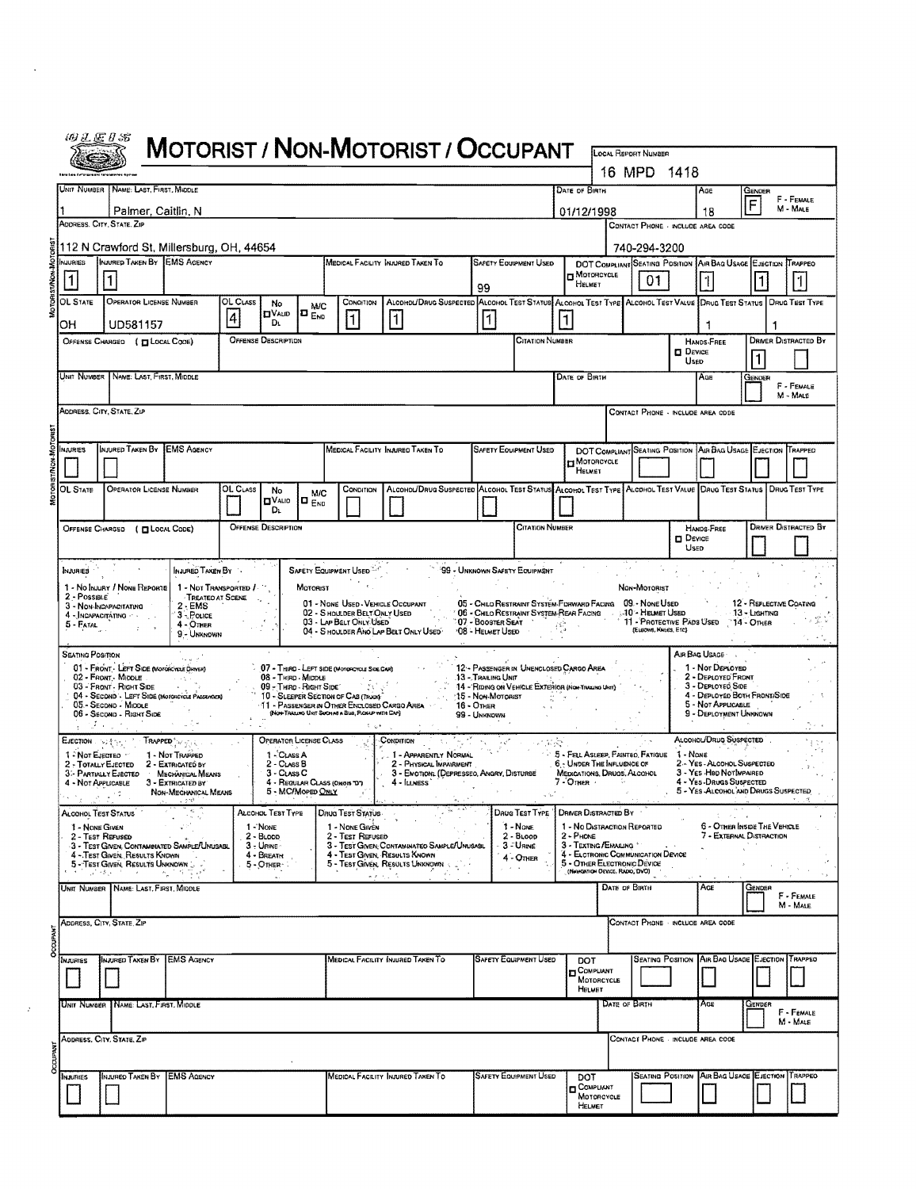# MOTORIST / NON-MOTORIST / OCCUPANT

OLEIS

LOCAL REPORT NUMBER: 16 MPD 1418

## MOTORIST/NON-MOTORIST

| UNIT NUMBER | NAME: LAST, FIRST, MIDDLE | DATE OF BIRTH | AGE | GENDER (F - FEMALE, M - MALE) |
|---|---|---|---|---|
| 1 | Palmer, Caitlin, N | 01/12/1998 | 18 | F |

| ADDRESS, CITY, STATE, ZIP | CONTACT PHONE - INCLUDE AREA CODE |
|---|---|
| 112 N Crawford St, Millersburg, OH, 44654 | 740-294-3200 |

| INJURIES | INJURED TAKEN BY | EMS AGENCY | MEDICAL FACILITY INJURED TAKEN TO | SAFETY EQUIPMENT USED | DOT COMPLIANT MOTORCYCLE HELMET | SEATING POSITION | AIR BAG USAGE | EJECTION | TRAPPED |
|---|---|---|---|---|---|---|---|---|---|
| 1 | 1 | | | 99 | | 01 | 1 | 1 | 1 |

| OL STATE | OPERATOR LICENSE NUMBER | OL CLASS | NO VALID DL | M/C END | CONDITION | ALCOHOL/DRUG SUSPECTED | ALCOHOL TEST STATUS | ALCOHOL TEST TYPE | ALCOHOL TEST VALUE | DRUG TEST STATUS | DRUG TEST TYPE |
|---|---|---|---|---|---|---|---|---|---|---|---|
| OH | UD581157 | 4 | | | 1 | 1 | 1 | 1 | | 1 | 1 |

| OFFENSE CHARGED (LOCAL CODE) | OFFENSE DESCRIPTION | CITATION NUMBER | HANDS-FREE DEVICE USED | DRIVER DISTRACTED BY |
|---|---|---|---|---|
| | | | | 1 |

## MOTORIST/NON-MOTORIST

| UNIT NUMBER | NAME: LAST, FIRST, MIDDLE | DATE OF BIRTH | AGE | GENDER (F - FEMALE, M - MALE) |
|---|---|---|---|---|
| | | | | |

| ADDRESS, CITY, STATE, ZIP | CONTACT PHONE - INCLUDE AREA CODE |
|---|---|
| | |

| INJURIES | INJURED TAKEN BY | EMS AGENCY | MEDICAL FACILITY INJURED TAKEN TO | SAFETY EQUIPMENT USED | DOT COMPLIANT MOTORCYCLE HELMET | SEATING POSITION | AIR BAG USAGE | EJECTION | TRAPPED |
|---|---|---|---|---|---|---|---|---|---|
| | | | | | | | | | |

| OL STATE | OPERATOR LICENSE NUMBER | OL CLASS | NO VALID DL | M/C END | CONDITION | ALCOHOL/DRUG SUSPECTED | ALCOHOL TEST STATUS | ALCOHOL TEST TYPE | ALCOHOL TEST VALUE | DRUG TEST STATUS | DRUG TEST TYPE |
|---|---|---|---|---|---|---|---|---|---|---|---|
| | | | | | | | | | | | |

| OFFENSE CHARGED (LOCAL CODE) | OFFENSE DESCRIPTION | CITATION NUMBER | HANDS-FREE DEVICE USED | DRIVER DISTRACTED BY |
|---|---|---|---|---|
| | | | | |

## Codes

**INJURIES:** 1 - No Injury / None Reported; 2 - Possible; 3 - Non-Incapacitating; 4 - Incapacitating; 5 - Fatal

**INJURED TAKEN BY:** 1 - Not Transported / Treated at Scene; 2 - EMS; 3 - Police; 4 - Other; 9 - Unknown

**SAFETY EQUIPMENT USED:** 99 - Unknown Safety Equipment

- MOTORIST: 01 - None Used - Vehicle Occupant; 02 - Shoulder Belt Only Used; 03 - Lap Belt Only Used; 04 - Shoulder And Lap Belt Only Used; 05 - Child Restraint System-Forward Facing; 06 - Child Restraint System-Rear Facing; 07 - Booster Seat; 08 - Helmet Used
- NON-MOTORIST: 09 - None Used; 10 - Helmet Used; 11 - Protective Pads Used (Elbows, Knees, Etc); 12 - Reflective Coating; 13 - Lighting; 14 - Other

**SEATING POSITION:** 01 - Front - Left Side (Motorcycle Driver); 02 - Front - Middle; 03 - Front - Right Side; 04 - Second - Left Side (Motorcycle Passenger); 05 - Second - Middle; 06 - Second - Right Side; 07 - Third - Left Side (Motorcycle Side Car); 08 - Third - Middle; 09 - Third - Right Side; 10 - Sleeper Section of Cab (Truck); 11 - Passenger in Other Enclosed Cargo Area (Non-Trailing Unit Such as a Bus, Pick-up with Cap); 12 - Passenger in Unenclosed Cargo Area; 13 - Trailing Unit; 14 - Riding on Vehicle Exterior (Non-Trailing Unit); 15 - Non-Motorist; 16 - Other; 99 - Unknown

**AIR BAG USAGE:** 1 - Not Deployed; 2 - Deployed Front; 3 - Deployed Side; 4 - Deployed Both Front/Side; 5 - Not Applicable; 9 - Deployment Unknown

**EJECTION:** 1 - Not Ejected; 2 - Totally Ejected; 3 - Partially Ejected; 4 - Not Applicable

**TRAPPED:** 1 - Not Trapped; 2 - Extricated by Mechanical Means; 3 - Extricated by Non-Mechanical Means

**OPERATOR LICENSE CLASS:** 1 - Class A; 2 - Class B; 3 - Class C; 4 - Regular Class (Ohio's "D"); 5 - M/C Moped Only

**CONDITION:** 1 - Apparently Normal; 2 - Physical Impairment; 3 - Emotional (Depressed, Angry, Disturbed); 4 - Illness; 5 - Fell Asleep, Fainted, Fatigue; 6 - Under the Influence of Medications, Drugs, Alcohol; 7 - Other

**ALCOHOL/DRUG SUSPECTED:** 1 - None; 2 - Yes - Alcohol Suspected; 3 - Yes - HBD Not Impaired; 4 - Yes - Drugs Suspected; 5 - Yes - Alcohol and Drugs Suspected

**ALCOHOL TEST STATUS:** 1 - None Given; 2 - Test Refused; 3 - Test Given, Contaminated Sample/Unusable; 4 - Test Given, Results Known; 5 - Test Given, Results Unknown

**ALCOHOL TEST TYPE:** 1 - None; 2 - Blood; 3 - Urine; 4 - Breath; 5 - Other

**DRUG TEST STATUS:** 1 - None Given; 2 - Test Refused; 3 - Test Given, Contaminated Sample/Unusable; 4 - Test Given, Results Known; 5 - Test Given, Results Unknown

**DRUG TEST TYPE:** 1 - None; 2 - Blood; 3 - Urine; 4 - Other

**DRIVER DISTRACTED BY:** 1 - No Distraction Reported; 2 - Phone; 3 - Texting/Emailing; 4 - Electronic Communication Device; 5 - Other Electronic Device (Navigation Device, Radio, DVD); 6 - Other Inside The Vehicle; 7 - External Distraction

## OCCUPANT

| UNIT NUMBER | NAME: LAST, FIRST, MIDDLE | DATE OF BIRTH | AGE | GENDER (F - FEMALE, M - MALE) |
|---|---|---|---|---|
| | | | | |

| ADDRESS, CITY, STATE, ZIP | CONTACT PHONE - INCLUDE AREA CODE |
|---|---|
| | |

| INJURIES | INJURED TAKEN BY | EMS AGENCY | MEDICAL FACILITY INJURED TAKEN TO | SAFETY EQUIPMENT USED | DOT COMPLIANT MOTORCYCLE HELMET | SEATING POSITION | AIR BAG USAGE | EJECTION | TRAPPED |
|---|---|---|---|---|---|---|---|---|---|
| | | | | | | | | | |

## OCCUPANT

| UNIT NUMBER | NAME: LAST, FIRST, MIDDLE | DATE OF BIRTH | AGE | GENDER (F - FEMALE, M - MALE) |
|---|---|---|---|---|
| | | | | |

| ADDRESS, CITY, STATE, ZIP | CONTACT PHONE - INCLUDE AREA CODE |
|---|---|
| | |

| INJURIES | INJURED TAKEN BY | EMS AGENCY | MEDICAL FACILITY INJURED TAKEN TO | SAFETY EQUIPMENT USED | DOT COMPLIANT MOTORCYCLE HELMET | SEATING POSITION | AIR BAG USAGE | EJECTION | TRAPPED |
|---|---|---|---|---|---|---|---|---|---|
| | | | | | | | | | |